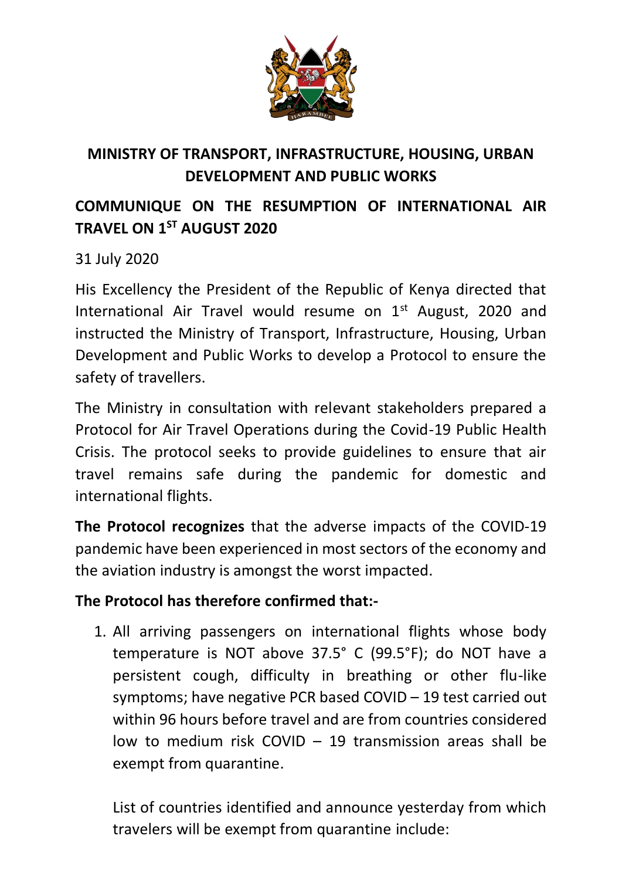# MINISTRY OF TRANSPORT, INFRASTRUCTURE, HOUSING, URBAN DEVELOPMENT AND PUBLIC WORKS

## COMMUNIQUE ON THE RESUMPTION OF INTERNATIONAL AIR TRAVEL ON 1ST AUGUST 2020

31 July 2020

His Excellency the President of the Republic of Kenya directed that International Air Travel would resume on 1st August, 2020 and instructed the Ministry of Transport, Infrastructure, Housing, Urban Development and Public Works to develop a Protocol to ensure the safety of travellers.

The Ministry in consultation with relevant stakeholders prepared a Protocol for Air Travel Operations during the Covid-19 Public Health Crisis. The protocol seeks to provide guidelines to ensure that air travel remains safe during the pandemic for domestic and international flights.

**The Protocol recognizes** that the adverse impacts of the COVID-19 pandemic have been experienced in most sectors of the economy and the aviation industry is amongst the worst impacted.

**The Protocol has therefore confirmed that:-**

1. All arriving passengers on international flights whose body temperature is NOT above 37.5° C (99.5°F); do NOT have a persistent cough, difficulty in breathing or other flu-like symptoms; have negative PCR based COVID – 19 test carried out within 96 hours before travel and are from countries considered low to medium risk COVID – 19 transmission areas shall be exempt from quarantine.

   List of countries identified and announce yesterday from which travelers will be exempt from quarantine include: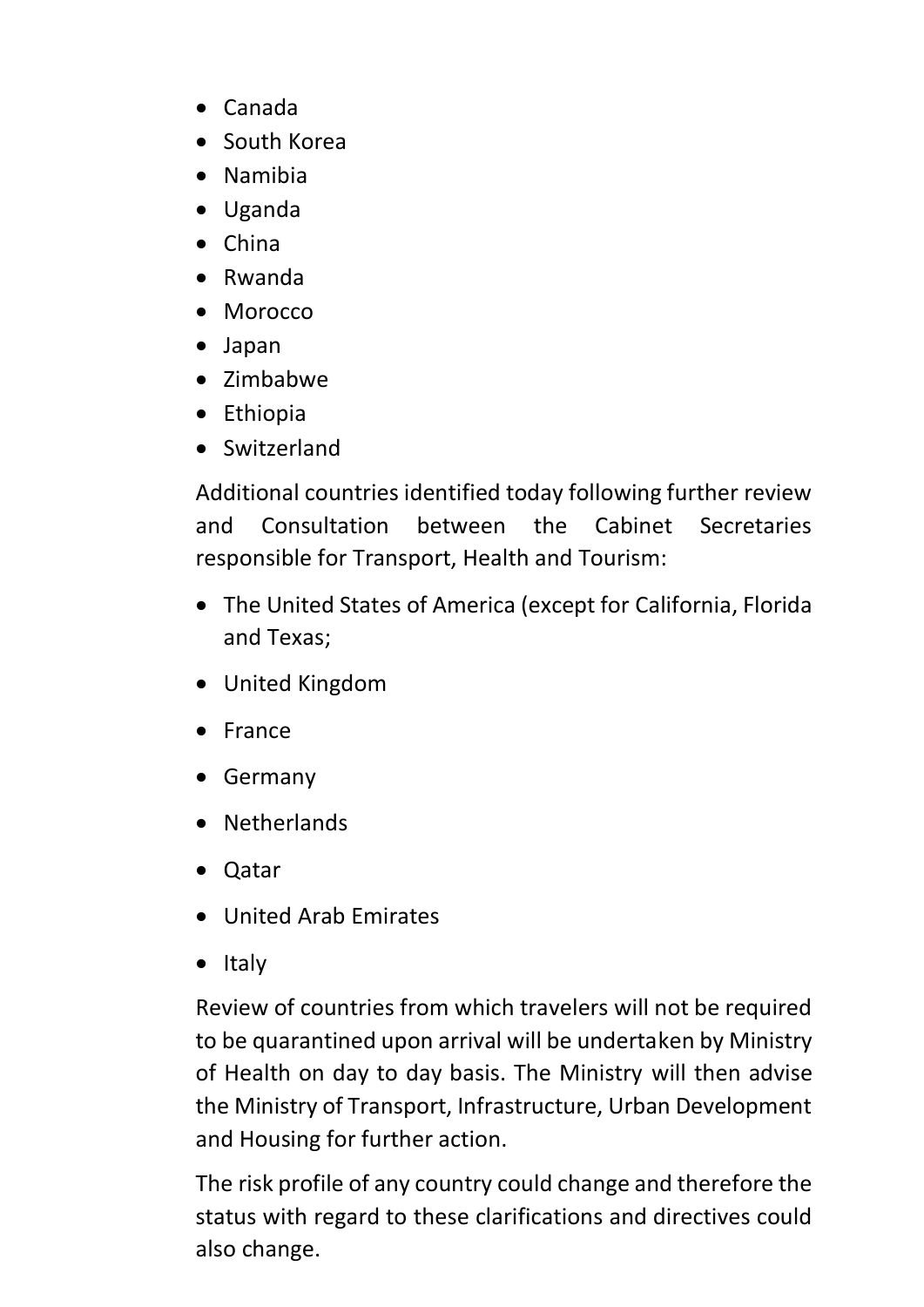- Canada
- South Korea
- Namibia
- Uganda
- China
- Rwanda
- Morocco
- Japan
- Zimbabwe
- Ethiopia
- Switzerland

Additional countries identified today following further review and Consultation between the Cabinet Secretaries responsible for Transport, Health and Tourism:

- The United States of America (except for California, Florida and Texas;
- United Kingdom
- France
- Germany
- Netherlands
- Qatar
- United Arab Emirates
- Italy

Review of countries from which travelers will not be required to be quarantined upon arrival will be undertaken by Ministry of Health on day to day basis. The Ministry will then advise the Ministry of Transport, Infrastructure, Urban Development and Housing for further action.

The risk profile of any country could change and therefore the status with regard to these clarifications and directives could also change.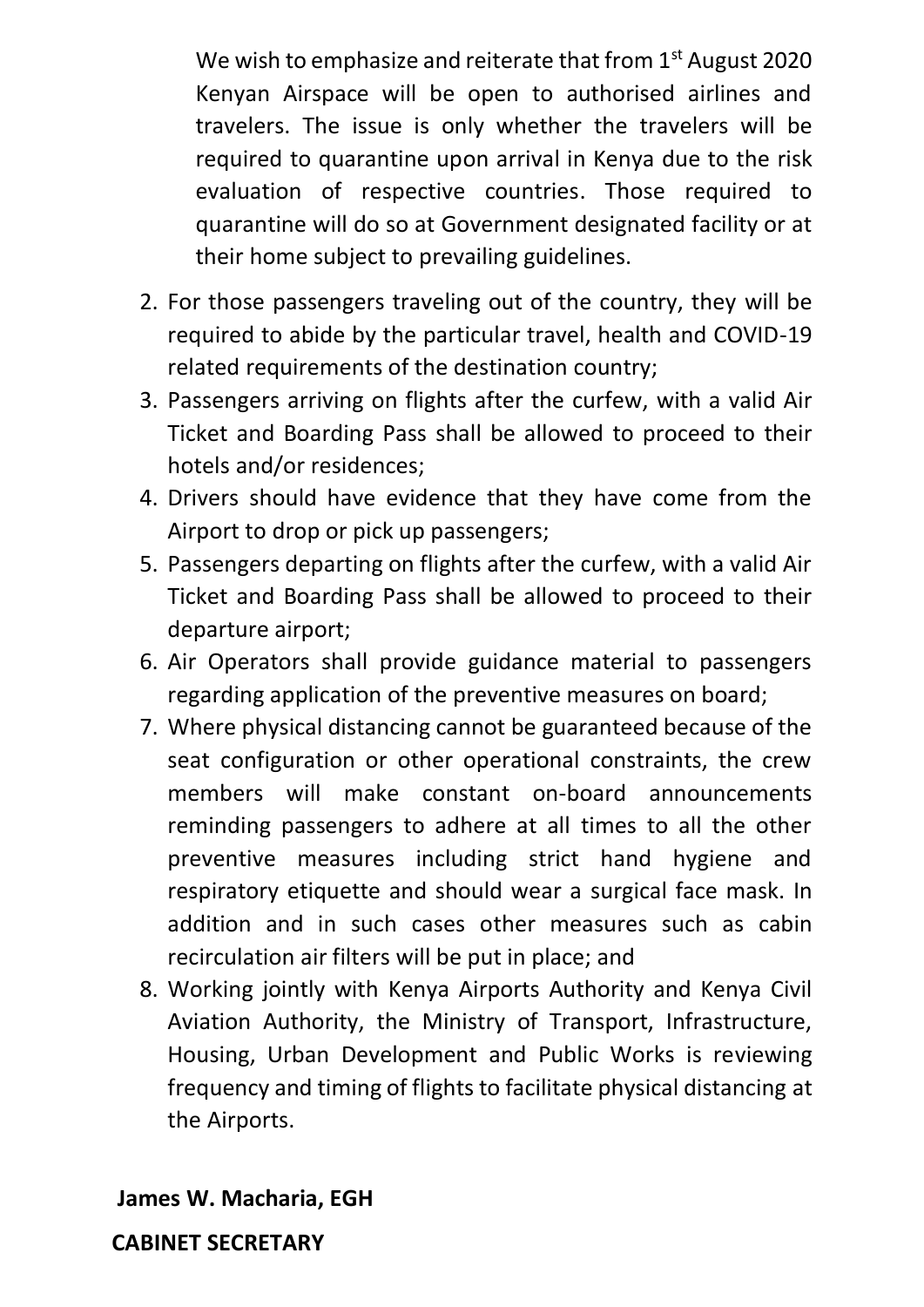We wish to emphasize and reiterate that from 1st August 2020 Kenyan Airspace will be open to authorised airlines and travelers. The issue is only whether the travelers will be required to quarantine upon arrival in Kenya due to the risk evaluation of respective countries. Those required to quarantine will do so at Government designated facility or at their home subject to prevailing guidelines.

2. For those passengers traveling out of the country, they will be required to abide by the particular travel, health and COVID-19 related requirements of the destination country;
3. Passengers arriving on flights after the curfew, with a valid Air Ticket and Boarding Pass shall be allowed to proceed to their hotels and/or residences;
4. Drivers should have evidence that they have come from the Airport to drop or pick up passengers;
5. Passengers departing on flights after the curfew, with a valid Air Ticket and Boarding Pass shall be allowed to proceed to their departure airport;
6. Air Operators shall provide guidance material to passengers regarding application of the preventive measures on board;
7. Where physical distancing cannot be guaranteed because of the seat configuration or other operational constraints, the crew members will make constant on-board announcements reminding passengers to adhere at all times to all the other preventive measures including strict hand hygiene and respiratory etiquette and should wear a surgical face mask. In addition and in such cases other measures such as cabin recirculation air filters will be put in place; and
8. Working jointly with Kenya Airports Authority and Kenya Civil Aviation Authority, the Ministry of Transport, Infrastructure, Housing, Urban Development and Public Works is reviewing frequency and timing of flights to facilitate physical distancing at the Airports.

**James W. Macharia, EGH**

**CABINET SECRETARY**